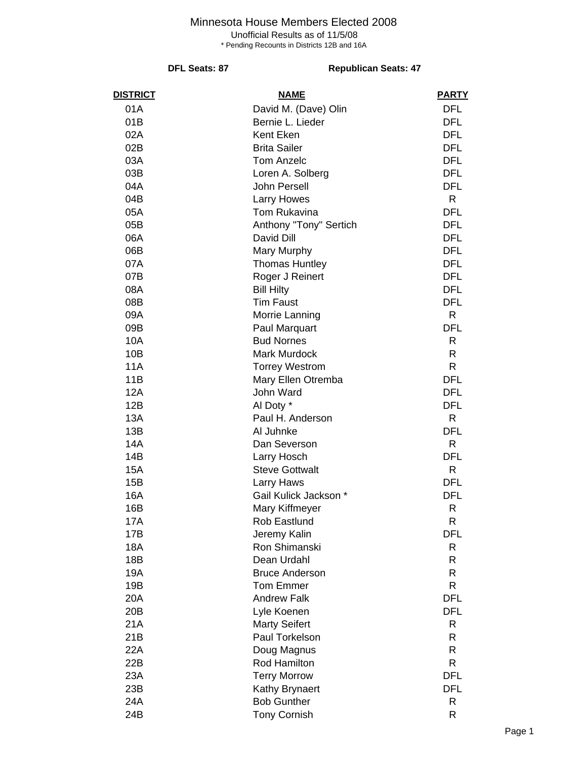# Minnesota House Members Elected 2008

Unofficial Results as of 11/5/08

* Pending Recounts in Districts 12B and 16A

**DFL Seats: 87** **Republican Seats: 47**

| DISTRICT | NAME | PARTY |
|---|---|---|
| 01A | David M. (Dave) Olin | DFL |
| 01B | Bernie L. Lieder | DFL |
| 02A | Kent Eken | DFL |
| 02B | Brita Sailer | DFL |
| 03A | Tom Anzelc | DFL |
| 03B | Loren A. Solberg | DFL |
| 04A | John Persell | DFL |
| 04B | Larry Howes | R |
| 05A | Tom Rukavina | DFL |
| 05B | Anthony "Tony" Sertich | DFL |
| 06A | David Dill | DFL |
| 06B | Mary Murphy | DFL |
| 07A | Thomas Huntley | DFL |
| 07B | Roger J Reinert | DFL |
| 08A | Bill Hilty | DFL |
| 08B | Tim Faust | DFL |
| 09A | Morrie Lanning | R |
| 09B | Paul Marquart | DFL |
| 10A | Bud Nornes | R |
| 10B | Mark Murdock | R |
| 11A | Torrey Westrom | R |
| 11B | Mary Ellen Otremba | DFL |
| 12A | John Ward | DFL |
| 12B | Al Doty * | DFL |
| 13A | Paul H. Anderson | R |
| 13B | Al Juhnke | DFL |
| 14A | Dan Severson | R |
| 14B | Larry Hosch | DFL |
| 15A | Steve Gottwalt | R |
| 15B | Larry Haws | DFL |
| 16A | Gail Kulick Jackson * | DFL |
| 16B | Mary Kiffmeyer | R |
| 17A | Rob Eastlund | R |
| 17B | Jeremy Kalin | DFL |
| 18A | Ron Shimanski | R |
| 18B | Dean Urdahl | R |
| 19A | Bruce Anderson | R |
| 19B | Tom Emmer | R |
| 20A | Andrew Falk | DFL |
| 20B | Lyle Koenen | DFL |
| 21A | Marty Seifert | R |
| 21B | Paul Torkelson | R |
| 22A | Doug Magnus | R |
| 22B | Rod Hamilton | R |
| 23A | Terry Morrow | DFL |
| 23B | Kathy Brynaert | DFL |
| 24A | Bob Gunther | R |
| 24B | Tony Cornish | R |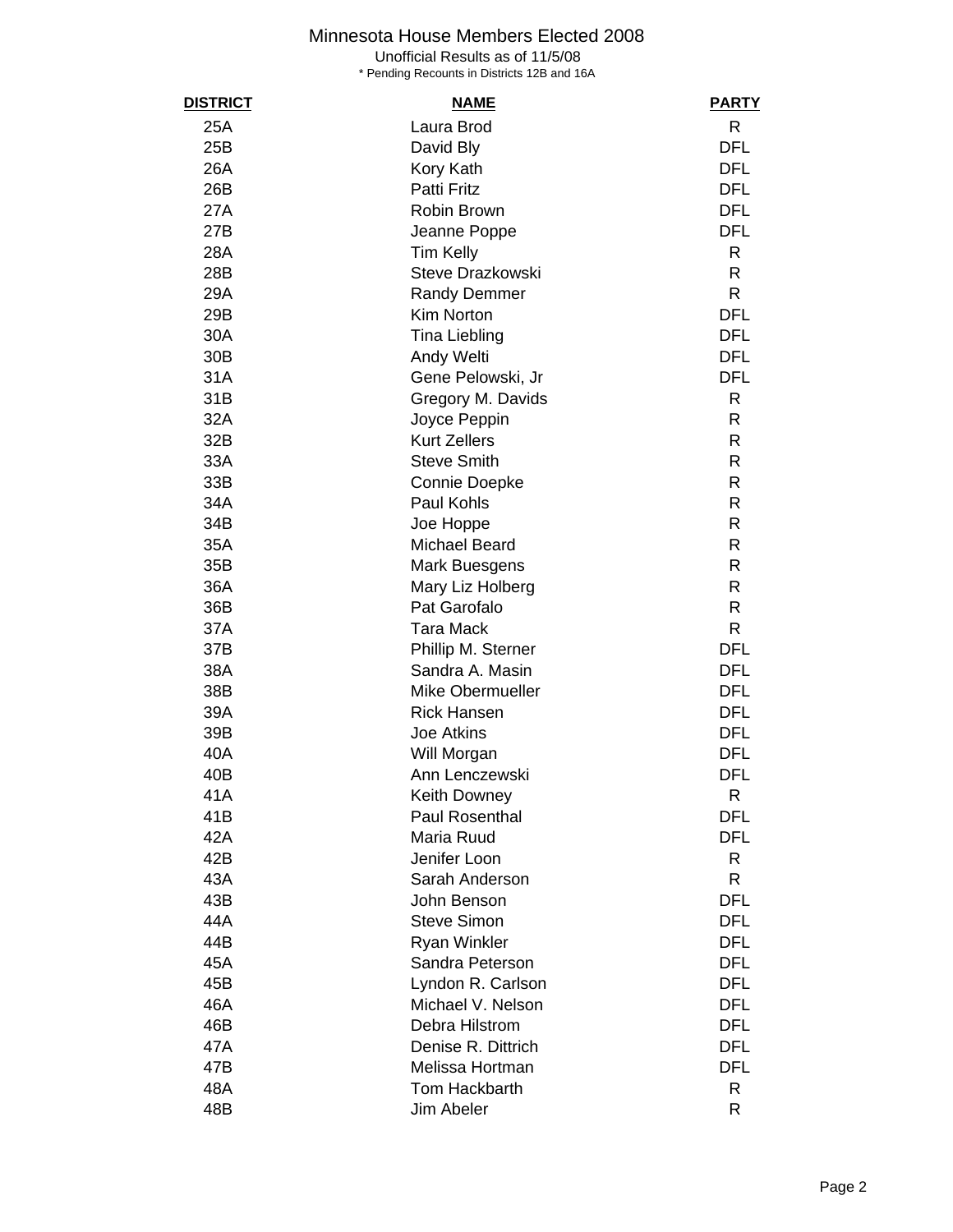# Minnesota House Members Elected 2008

Unofficial Results as of 11/5/08

\* Pending Recounts in Districts 12B and 16A

| DISTRICT | NAME | PARTY |
|---|---|---|
| 25A | Laura Brod | R |
| 25B | David Bly | DFL |
| 26A | Kory Kath | DFL |
| 26B | Patti Fritz | DFL |
| 27A | Robin Brown | DFL |
| 27B | Jeanne Poppe | DFL |
| 28A | Tim Kelly | R |
| 28B | Steve Drazkowski | R |
| 29A | Randy Demmer | R |
| 29B | Kim Norton | DFL |
| 30A | Tina Liebling | DFL |
| 30B | Andy Welti | DFL |
| 31A | Gene Pelowski, Jr | DFL |
| 31B | Gregory M. Davids | R |
| 32A | Joyce Peppin | R |
| 32B | Kurt Zellers | R |
| 33A | Steve Smith | R |
| 33B | Connie Doepke | R |
| 34A | Paul Kohls | R |
| 34B | Joe Hoppe | R |
| 35A | Michael Beard | R |
| 35B | Mark Buesgens | R |
| 36A | Mary Liz Holberg | R |
| 36B | Pat Garofalo | R |
| 37A | Tara Mack | R |
| 37B | Phillip M. Sterner | DFL |
| 38A | Sandra A. Masin | DFL |
| 38B | Mike Obermueller | DFL |
| 39A | Rick Hansen | DFL |
| 39B | Joe Atkins | DFL |
| 40A | Will Morgan | DFL |
| 40B | Ann Lenczewski | DFL |
| 41A | Keith Downey | R |
| 41B | Paul Rosenthal | DFL |
| 42A | Maria Ruud | DFL |
| 42B | Jenifer Loon | R |
| 43A | Sarah Anderson | R |
| 43B | John Benson | DFL |
| 44A | Steve Simon | DFL |
| 44B | Ryan Winkler | DFL |
| 45A | Sandra Peterson | DFL |
| 45B | Lyndon R. Carlson | DFL |
| 46A | Michael V. Nelson | DFL |
| 46B | Debra Hilstrom | DFL |
| 47A | Denise R. Dittrich | DFL |
| 47B | Melissa Hortman | DFL |
| 48A | Tom Hackbarth | R |
| 48B | Jim Abeler | R |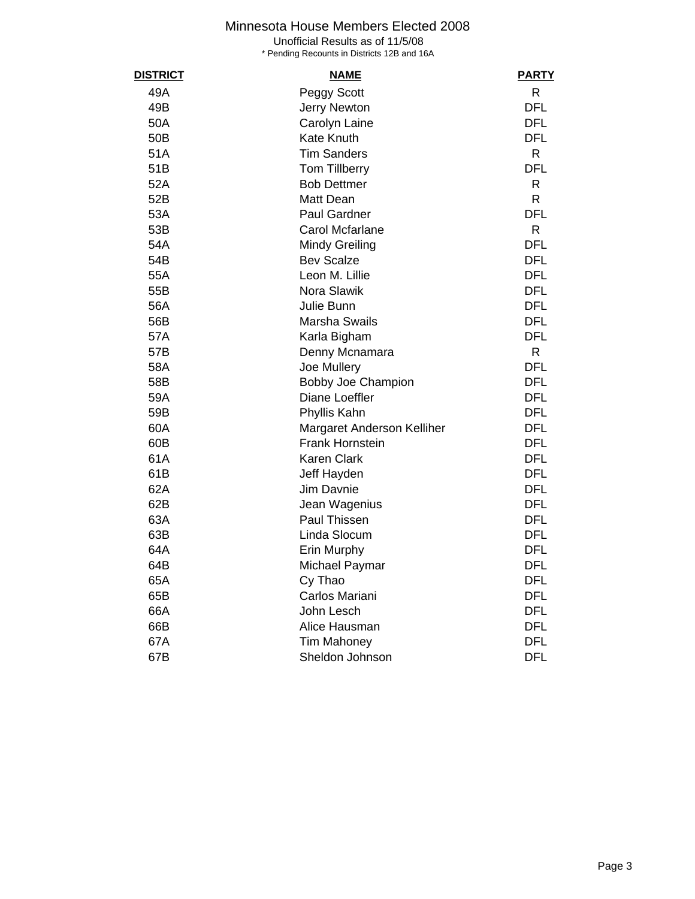# Minnesota House Members Elected 2008

Unofficial Results as of 11/5/08

* Pending Recounts in Districts 12B and 16A

| DISTRICT | NAME | PARTY |
|---|---|---|
| 49A | Peggy Scott | R |
| 49B | Jerry Newton | DFL |
| 50A | Carolyn Laine | DFL |
| 50B | Kate Knuth | DFL |
| 51A | Tim Sanders | R |
| 51B | Tom Tillberry | DFL |
| 52A | Bob Dettmer | R |
| 52B | Matt Dean | R |
| 53A | Paul Gardner | DFL |
| 53B | Carol Mcfarlane | R |
| 54A | Mindy Greiling | DFL |
| 54B | Bev Scalze | DFL |
| 55A | Leon M. Lillie | DFL |
| 55B | Nora Slawik | DFL |
| 56A | Julie Bunn | DFL |
| 56B | Marsha Swails | DFL |
| 57A | Karla Bigham | DFL |
| 57B | Denny Mcnamara | R |
| 58A | Joe Mullery | DFL |
| 58B | Bobby Joe Champion | DFL |
| 59A | Diane Loeffler | DFL |
| 59B | Phyllis Kahn | DFL |
| 60A | Margaret Anderson Kelliher | DFL |
| 60B | Frank Hornstein | DFL |
| 61A | Karen Clark | DFL |
| 61B | Jeff Hayden | DFL |
| 62A | Jim Davnie | DFL |
| 62B | Jean Wagenius | DFL |
| 63A | Paul Thissen | DFL |
| 63B | Linda Slocum | DFL |
| 64A | Erin Murphy | DFL |
| 64B | Michael Paymar | DFL |
| 65A | Cy Thao | DFL |
| 65B | Carlos Mariani | DFL |
| 66A | John Lesch | DFL |
| 66B | Alice Hausman | DFL |
| 67A | Tim Mahoney | DFL |
| 67B | Sheldon Johnson | DFL |